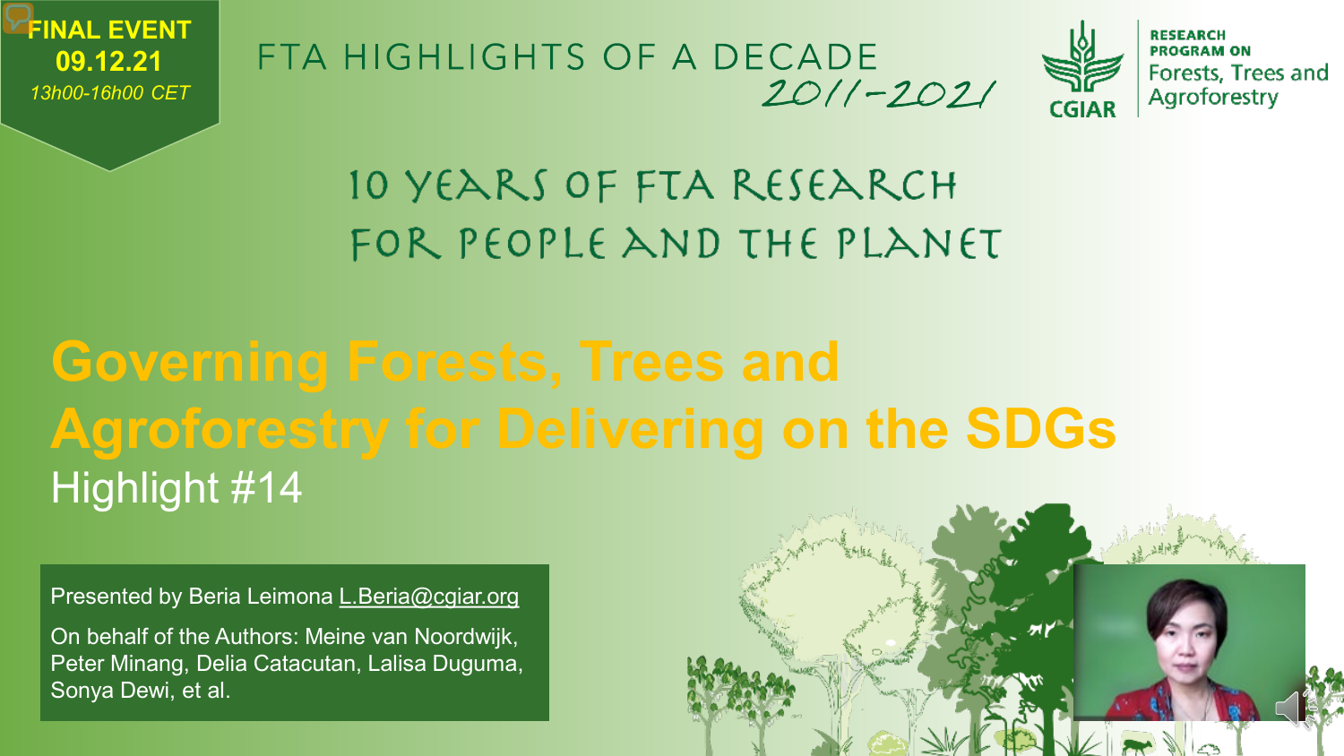**FINAL EVENT**
**09.12.21**
*13h00-16h00 CET*

FTA HIGHLIGHTS OF A DECADE
2011-2021

CGIAR

RESEARCH PROGRAM ON
Forests, Trees and Agroforestry

10 YEARS OF FTA RESEARCH
FOR PEOPLE AND THE PLANET

# Governing Forests, Trees and Agroforestry for Delivering on the SDGs

Highlight #14

Presented by Beria Leimona L.Beria@cgiar.org

On behalf of the Authors: Meine van Noordwijk, Peter Minang, Delia Catacutan, Lalisa Duguma, Sonya Dewi, et al.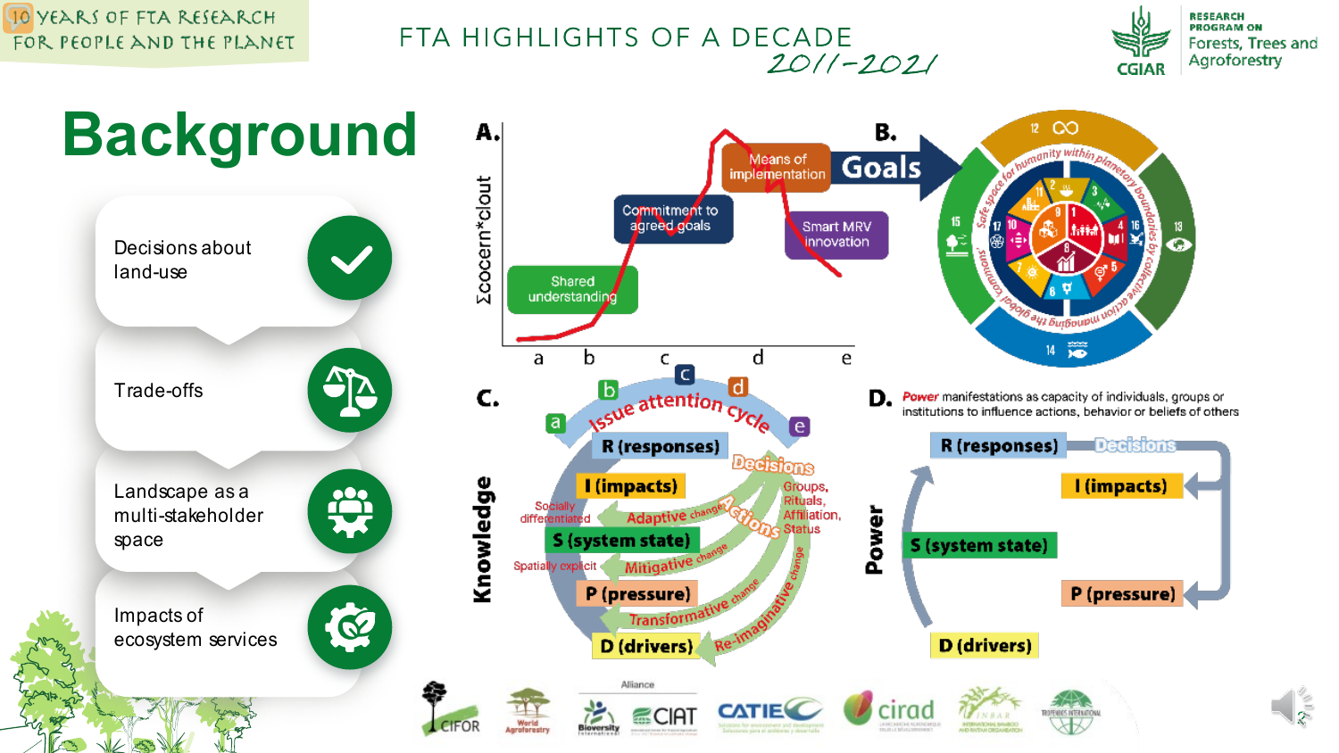# Background

- Decisions about land-use
- Trade-offs
- Landscape as a multi-stakeholder space
- Impacts of ecosystem services

**A.**

Σcocern*clout

Shared understanding

Commitment to agreed goals

Means of implementation

Smart MRV innovation

a b c d e

**B.**

Goals

Safe space for humanity within planetary boundaries by collective action managing the global commons

**C.**

Issue attention cycle

a b c d e

Knowledge

R (responses)

I (impacts)

S (system state)

P (pressure)

D (drivers)

Decisions

Actions

Groups, Rituals, Affiliation, Status

Socially differentiated

Spatially explicit

Adaptive change

Mitigative change

Transformative change

Re-imaginative change

**D.** *Power* manifestations as capacity of individuals, groups or institutions to influence actions, behavior or beliefs of others

Power

R (responses)

Decisions

I (impacts)

S (system state)

P (pressure)

D (drivers)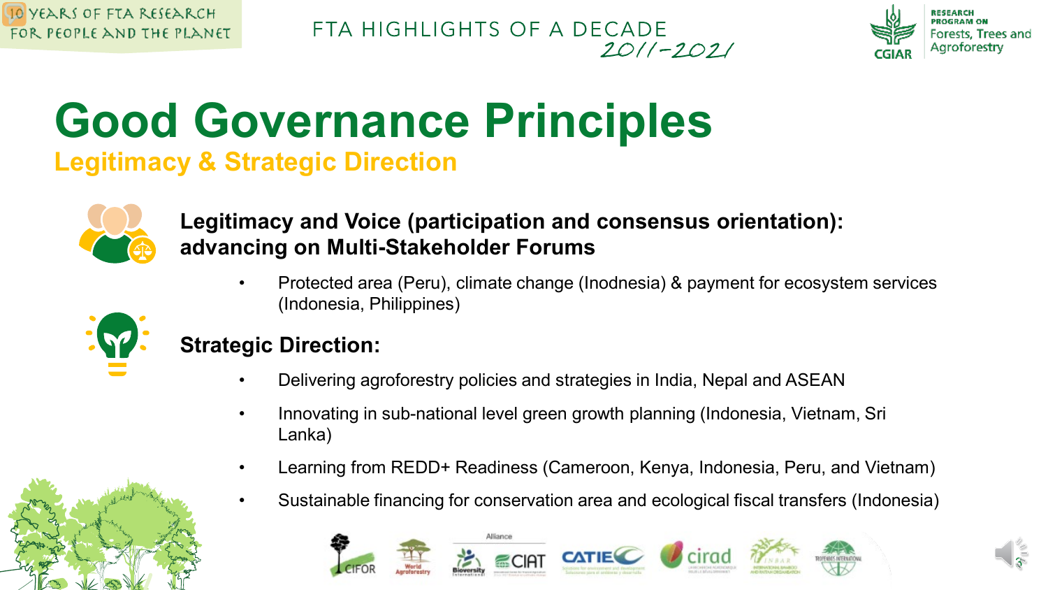# Good Governance Principles

## Legitimacy & Strategic Direction

**Legitimacy and Voice (participation and consensus orientation): advancing on Multi-Stakeholder Forums**

- Protected area (Peru), climate change (Inodnesia) & payment for ecosystem services (Indonesia, Philippines)

**Strategic Direction:**

- Delivering agroforestry policies and strategies in India, Nepal and ASEAN
- Innovating in sub-national level green growth planning (Indonesia, Vietnam, Sri Lanka)
- Learning from REDD+ Readiness (Cameroon, Kenya, Indonesia, Peru, and Vietnam)
- Sustainable financing for conservation area and ecological fiscal transfers (Indonesia)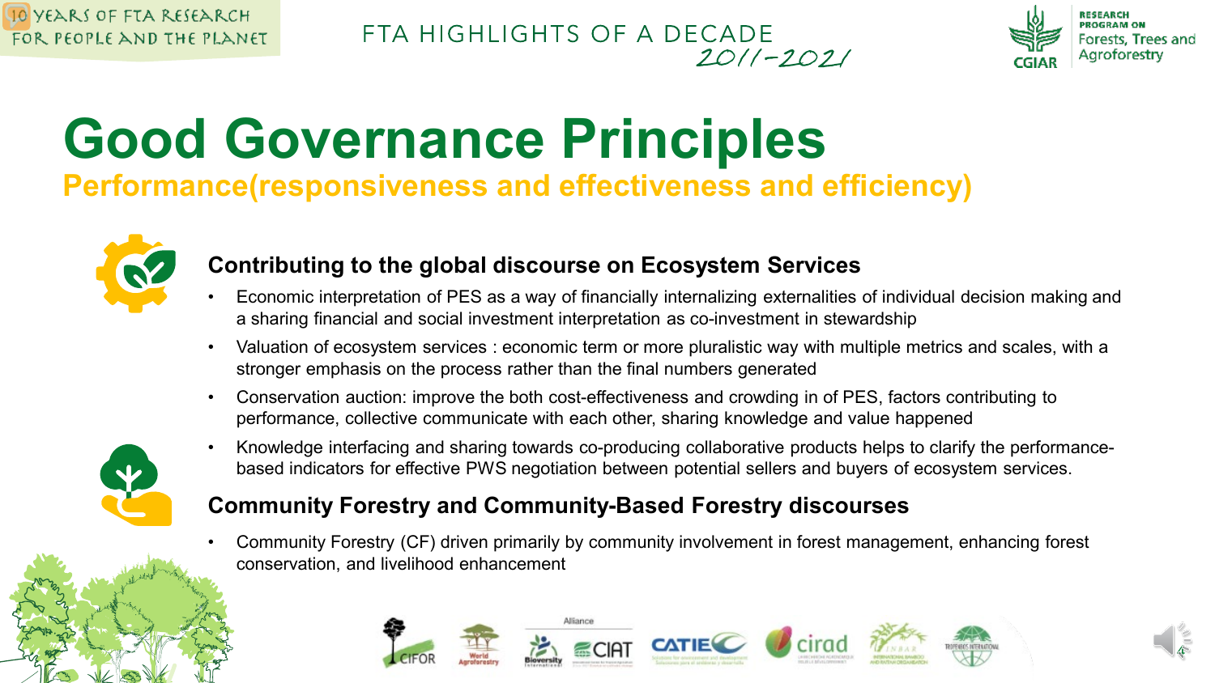# Good Governance Principles

## Performance(responsiveness and effectiveness and efficiency)

### Contributing to the global discourse on Ecosystem Services

- Economic interpretation of PES as a way of financially internalizing externalities of individual decision making and a sharing financial and social investment interpretation as co-investment in stewardship
- Valuation of ecosystem services : economic term or more pluralistic way with multiple metrics and scales, with a stronger emphasis on the process rather than the final numbers generated
- Conservation auction: improve the both cost-effectiveness and crowding in of PES, factors contributing to performance, collective communicate with each other, sharing knowledge and value happened
- Knowledge interfacing and sharing towards co-producing collaborative products helps to clarify the performance-based indicators for effective PWS negotiation between potential sellers and buyers of ecosystem services.

### Community Forestry and Community-Based Forestry discourses

- Community Forestry (CF) driven primarily by community involvement in forest management, enhancing forest conservation, and livelihood enhancement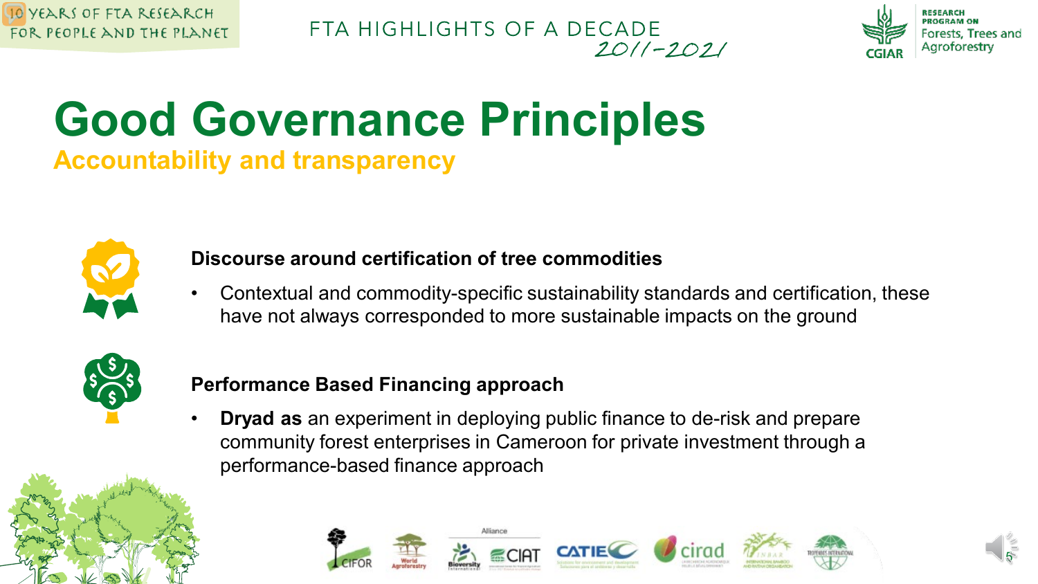# Good Governance Principles

## Accountability and transparency

**Discourse around certification of tree commodities**

- Contextual and commodity-specific sustainability standards and certification, these have not always corresponded to more sustainable impacts on the ground

**Performance Based Financing approach**

- **Dryad as** an experiment in deploying public finance to de-risk and prepare community forest enterprises in Cameroon for private investment through a performance-based finance approach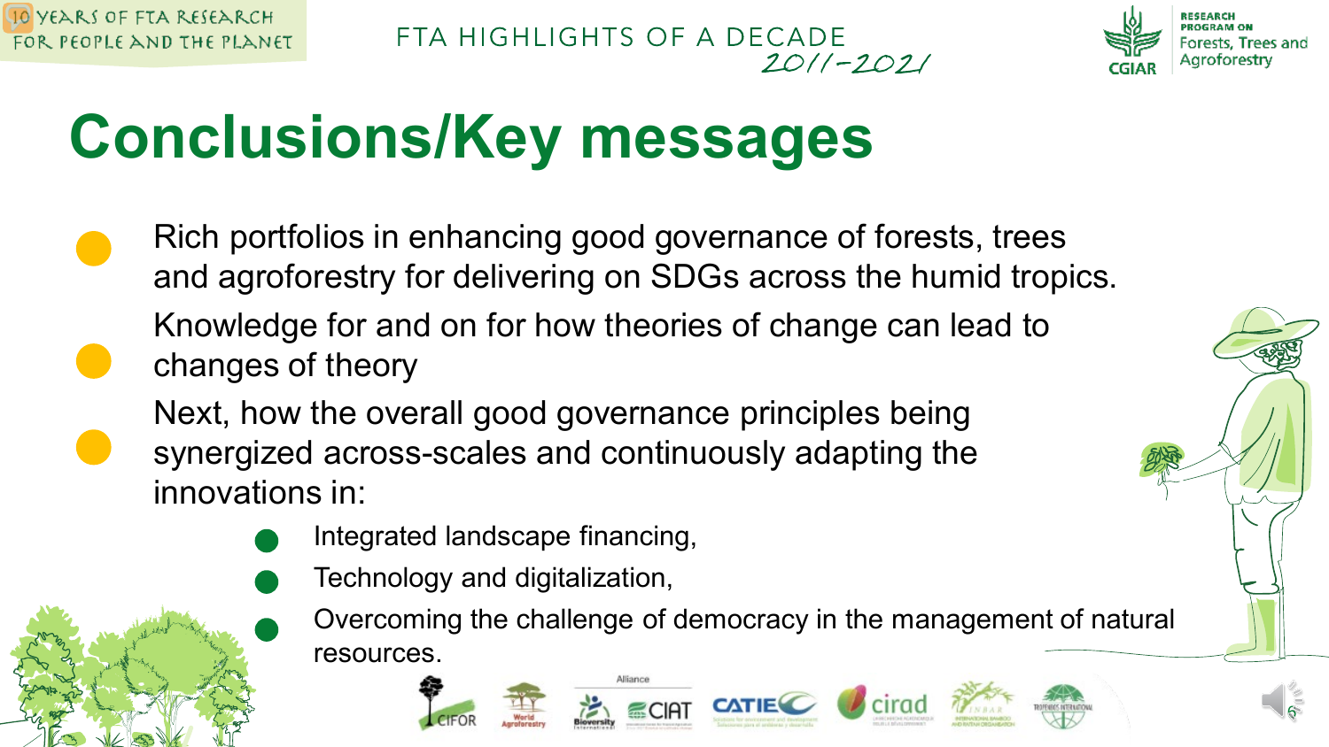# Conclusions/Key messages

- Rich portfolios in enhancing good governance of forests, trees and agroforestry for delivering on SDGs across the humid tropics.
- Knowledge for and on for how theories of change can lead to changes of theory
- Next, how the overall good governance principles being synergized across-scales and continuously adapting the innovations in:
  - Integrated landscape financing,
  - Technology and digitalization,
  - Overcoming the challenge of democracy in the management of natural resources.